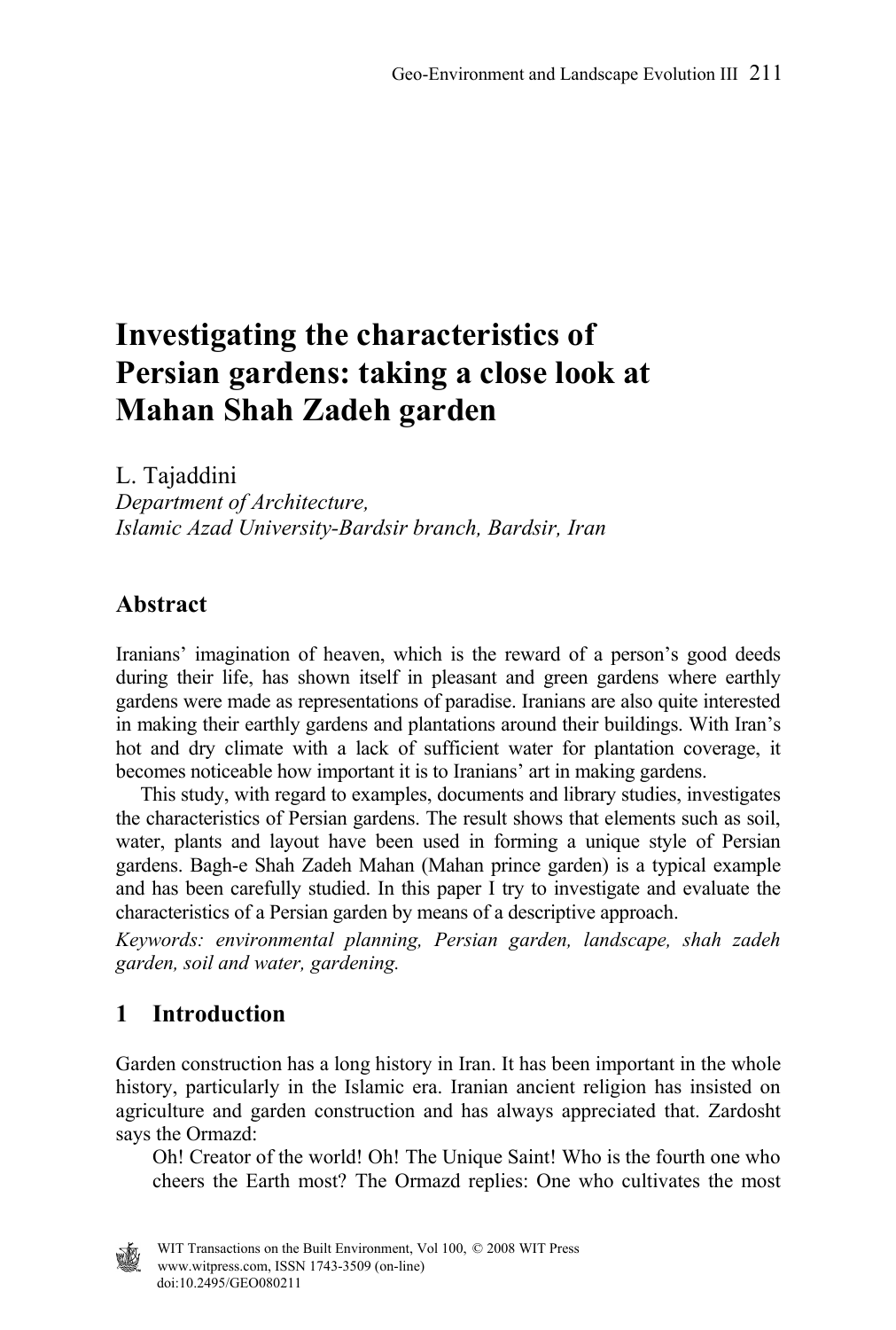# Investigating the characteristics of Persian gardens: taking a close look at Mahan Shah Zadeh garden

L. Tajaddini
*Department of Architecture,*
*Islamic Azad University-Bardsir branch, Bardsir, Iran*

## Abstract

Iranians' imagination of heaven, which is the reward of a person's good deeds during their life, has shown itself in pleasant and green gardens where earthly gardens were made as representations of paradise. Iranians are also quite interested in making their earthly gardens and plantations around their buildings. With Iran's hot and dry climate with a lack of sufficient water for plantation coverage, it becomes noticeable how important it is to Iranians' art in making gardens.

This study, with regard to examples, documents and library studies, investigates the characteristics of Persian gardens. The result shows that elements such as soil, water, plants and layout have been used in forming a unique style of Persian gardens. Bagh-e Shah Zadeh Mahan (Mahan prince garden) is a typical example and has been carefully studied. In this paper I try to investigate and evaluate the characteristics of a Persian garden by means of a descriptive approach.

*Keywords: environmental planning, Persian garden, landscape, shah zadeh garden, soil and water, gardening.*

## 1 Introduction

Garden construction has a long history in Iran. It has been important in the whole history, particularly in the Islamic era. Iranian ancient religion has insisted on agriculture and garden construction and has always appreciated that. Zardosht says the Ormazd:

> Oh! Creator of the world! Oh! The Unique Saint! Who is the fourth one who cheers the Earth most? The Ormazd replies: One who cultivates the most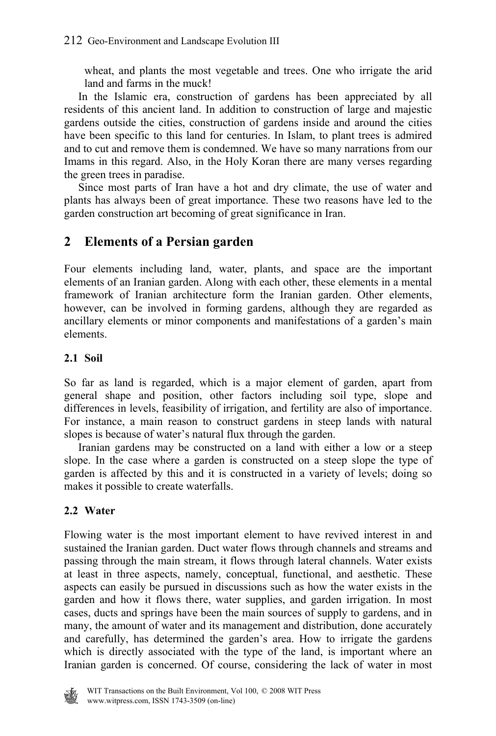wheat, and plants the most vegetable and trees. One who irrigate the arid land and farms in the muck!

In the Islamic era, construction of gardens has been appreciated by all residents of this ancient land. In addition to construction of large and majestic gardens outside the cities, construction of gardens inside and around the cities have been specific to this land for centuries. In Islam, to plant trees is admired and to cut and remove them is condemned. We have so many narrations from our Imams in this regard. Also, in the Holy Koran there are many verses regarding the green trees in paradise.

Since most parts of Iran have a hot and dry climate, the use of water and plants has always been of great importance. These two reasons have led to the garden construction art becoming of great significance in Iran.

## 2 Elements of a Persian garden

Four elements including land, water, plants, and space are the important elements of an Iranian garden. Along with each other, these elements in a mental framework of Iranian architecture form the Iranian garden. Other elements, however, can be involved in forming gardens, although they are regarded as ancillary elements or minor components and manifestations of a garden's main elements.

### 2.1 Soil

So far as land is regarded, which is a major element of garden, apart from general shape and position, other factors including soil type, slope and differences in levels, feasibility of irrigation, and fertility are also of importance. For instance, a main reason to construct gardens in steep lands with natural slopes is because of water's natural flux through the garden.

Iranian gardens may be constructed on a land with either a low or a steep slope. In the case where a garden is constructed on a steep slope the type of garden is affected by this and it is constructed in a variety of levels; doing so makes it possible to create waterfalls.

### 2.2 Water

Flowing water is the most important element to have revived interest in and sustained the Iranian garden. Duct water flows through channels and streams and passing through the main stream, it flows through lateral channels. Water exists at least in three aspects, namely, conceptual, functional, and aesthetic. These aspects can easily be pursued in discussions such as how the water exists in the garden and how it flows there, water supplies, and garden irrigation. In most cases, ducts and springs have been the main sources of supply to gardens, and in many, the amount of water and its management and distribution, done accurately and carefully, has determined the garden's area. How to irrigate the gardens which is directly associated with the type of the land, is important where an Iranian garden is concerned. Of course, considering the lack of water in most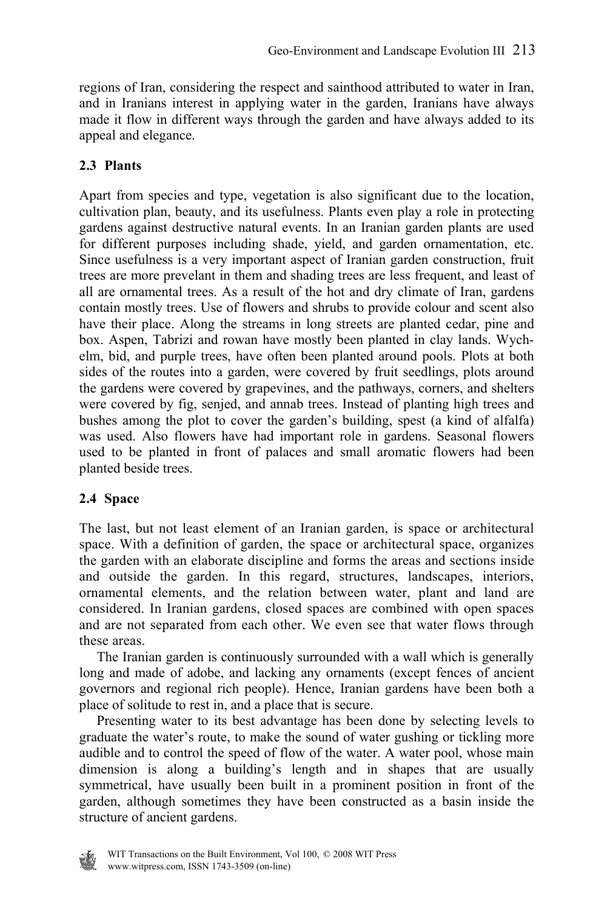regions of Iran, considering the respect and sainthood attributed to water in Iran, and in Iranians interest in applying water in the garden, Iranians have always made it flow in different ways through the garden and have always added to its appeal and elegance.

## 2.3 Plants

Apart from species and type, vegetation is also significant due to the location, cultivation plan, beauty, and its usefulness. Plants even play a role in protecting gardens against destructive natural events. In an Iranian garden plants are used for different purposes including shade, yield, and garden ornamentation, etc. Since usefulness is a very important aspect of Iranian garden construction, fruit trees are more prevelant in them and shading trees are less frequent, and least of all are ornamental trees. As a result of the hot and dry climate of Iran, gardens contain mostly trees. Use of flowers and shrubs to provide colour and scent also have their place. Along the streams in long streets are planted cedar, pine and box. Aspen, Tabrizi and rowan have mostly been planted in clay lands. Wych-elm, bid, and purple trees, have often been planted around pools. Plots at both sides of the routes into a garden, were covered by fruit seedlings, plots around the gardens were covered by grapevines, and the pathways, corners, and shelters were covered by fig, senjed, and annab trees. Instead of planting high trees and bushes among the plot to cover the garden's building, spest (a kind of alfalfa) was used. Also flowers have had important role in gardens. Seasonal flowers used to be planted in front of palaces and small aromatic flowers had been planted beside trees.

## 2.4 Space

The last, but not least element of an Iranian garden, is space or architectural space. With a definition of garden, the space or architectural space, organizes the garden with an elaborate discipline and forms the areas and sections inside and outside the garden. In this regard, structures, landscapes, interiors, ornamental elements, and the relation between water, plant and land are considered. In Iranian gardens, closed spaces are combined with open spaces and are not separated from each other. We even see that water flows through these areas.

The Iranian garden is continuously surrounded with a wall which is generally long and made of adobe, and lacking any ornaments (except fences of ancient governors and regional rich people). Hence, Iranian gardens have been both a place of solitude to rest in, and a place that is secure.

Presenting water to its best advantage has been done by selecting levels to graduate the water's route, to make the sound of water gushing or tickling more audible and to control the speed of flow of the water. A water pool, whose main dimension is along a building's length and in shapes that are usually symmetrical, have usually been built in a prominent position in front of the garden, although sometimes they have been constructed as a basin inside the structure of ancient gardens.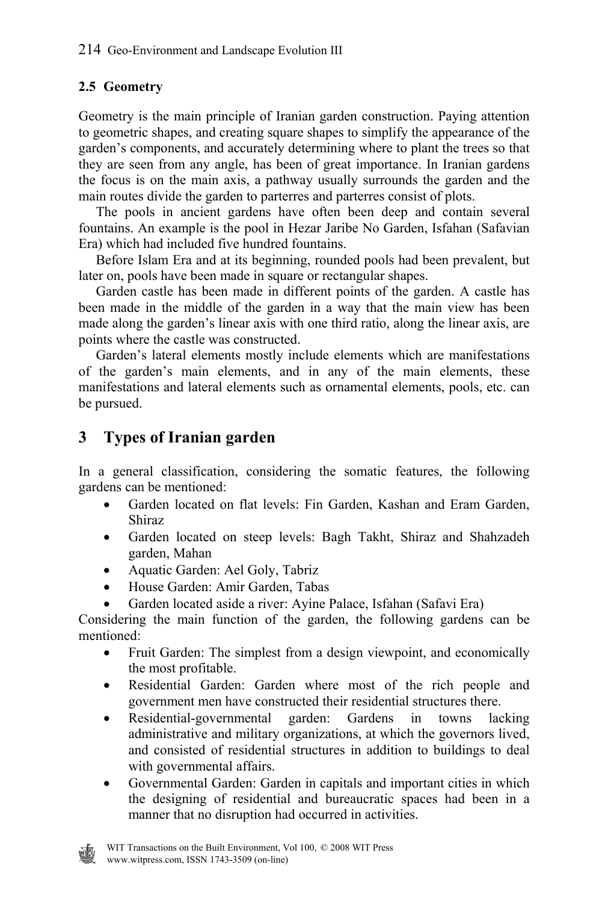### 2.5 Geometry

Geometry is the main principle of Iranian garden construction. Paying attention to geometric shapes, and creating square shapes to simplify the appearance of the garden's components, and accurately determining where to plant the trees so that they are seen from any angle, has been of great importance. In Iranian gardens the focus is on the main axis, a pathway usually surrounds the garden and the main routes divide the garden to parterres and parterres consist of plots.

The pools in ancient gardens have often been deep and contain several fountains. An example is the pool in Hezar Jaribe No Garden, Isfahan (Safavian Era) which had included five hundred fountains.

Before Islam Era and at its beginning, rounded pools had been prevalent, but later on, pools have been made in square or rectangular shapes.

Garden castle has been made in different points of the garden. A castle has been made in the middle of the garden in a way that the main view has been made along the garden's linear axis with one third ratio, along the linear axis, are points where the castle was constructed.

Garden's lateral elements mostly include elements which are manifestations of the garden's main elements, and in any of the main elements, these manifestations and lateral elements such as ornamental elements, pools, etc. can be pursued.

## 3 Types of Iranian garden

In a general classification, considering the somatic features, the following gardens can be mentioned:

- Garden located on flat levels: Fin Garden, Kashan and Eram Garden, Shiraz
- Garden located on steep levels: Bagh Takht, Shiraz and Shahzadeh garden, Mahan
- Aquatic Garden: Ael Goly, Tabriz
- House Garden: Amir Garden, Tabas
- Garden located aside a river: Ayine Palace, Isfahan (Safavi Era)

Considering the main function of the garden, the following gardens can be mentioned:

- Fruit Garden: The simplest from a design viewpoint, and economically the most profitable.
- Residential Garden: Garden where most of the rich people and government men have constructed their residential structures there.
- Residential-governmental garden: Gardens in towns lacking administrative and military organizations, at which the governors lived, and consisted of residential structures in addition to buildings to deal with governmental affairs.
- Governmental Garden: Garden in capitals and important cities in which the designing of residential and bureaucratic spaces had been in a manner that no disruption had occurred in activities.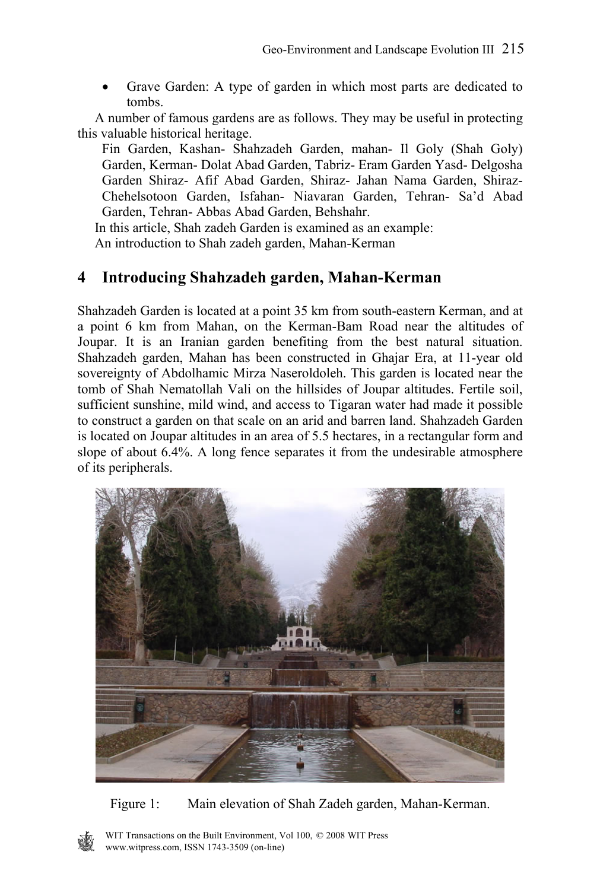- Grave Garden: A type of garden in which most parts are dedicated to tombs.

A number of famous gardens are as follows. They may be useful in protecting this valuable historical heritage.

Fin Garden, Kashan- Shahzadeh Garden, mahan- Il Goly (Shah Goly) Garden, Kerman- Dolat Abad Garden, Tabriz- Eram Garden Yasd- Delgosha Garden Shiraz- Afif Abad Garden, Shiraz- Jahan Nama Garden, Shiraz- Chehelsotoon Garden, Isfahan- Niavaran Garden, Tehran- Sa'd Abad Garden, Tehran- Abbas Abad Garden, Behshahr.

In this article, Shah zadeh Garden is examined as an example:

An introduction to Shah zadeh garden, Mahan-Kerman

## 4 Introducing Shahzadeh garden, Mahan-Kerman

Shahzadeh Garden is located at a point 35 km from south-eastern Kerman, and at a point 6 km from Mahan, on the Kerman-Bam Road near the altitudes of Joupar. It is an Iranian garden benefiting from the best natural situation. Shahzadeh garden, Mahan has been constructed in Ghajar Era, at 11-year old sovereignty of Abdolhamic Mirza Naseroldoleh. This garden is located near the tomb of Shah Nematollah Vali on the hillsides of Joupar altitudes. Fertile soil, sufficient sunshine, mild wind, and access to Tigaran water had made it possible to construct a garden on that scale on an arid and barren land. Shahzadeh Garden is located on Joupar altitudes in an area of 5.5 hectares, in a rectangular form and slope of about 6.4%. A long fence separates it from the undesirable atmosphere of its peripherals.

Figure 1: Main elevation of Shah Zadeh garden, Mahan-Kerman.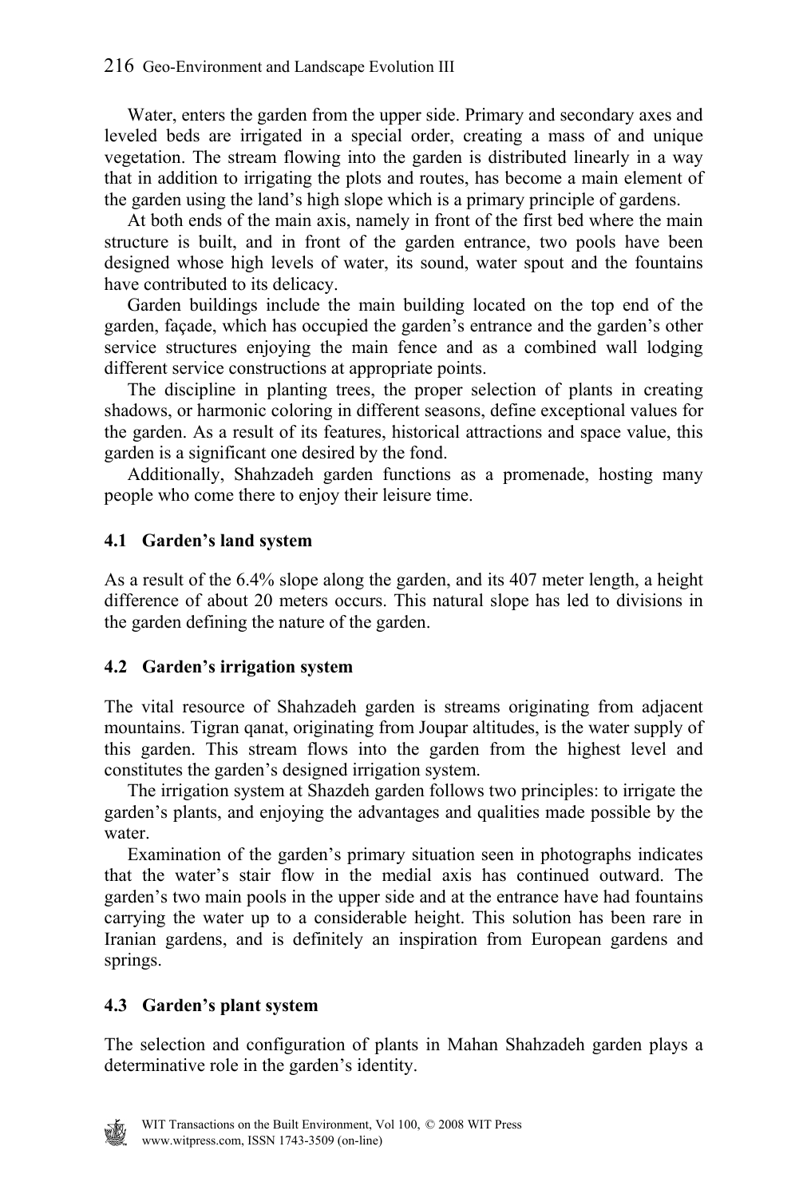Water, enters the garden from the upper side. Primary and secondary axes and leveled beds are irrigated in a special order, creating a mass of and unique vegetation. The stream flowing into the garden is distributed linearly in a way that in addition to irrigating the plots and routes, has become a main element of the garden using the land's high slope which is a primary principle of gardens.

At both ends of the main axis, namely in front of the first bed where the main structure is built, and in front of the garden entrance, two pools have been designed whose high levels of water, its sound, water spout and the fountains have contributed to its delicacy.

Garden buildings include the main building located on the top end of the garden, façade, which has occupied the garden's entrance and the garden's other service structures enjoying the main fence and as a combined wall lodging different service constructions at appropriate points.

The discipline in planting trees, the proper selection of plants in creating shadows, or harmonic coloring in different seasons, define exceptional values for the garden. As a result of its features, historical attractions and space value, this garden is a significant one desired by the fond.

Additionally, Shahzadeh garden functions as a promenade, hosting many people who come there to enjoy their leisure time.

### 4.1 Garden's land system

As a result of the 6.4% slope along the garden, and its 407 meter length, a height difference of about 20 meters occurs. This natural slope has led to divisions in the garden defining the nature of the garden.

### 4.2 Garden's irrigation system

The vital resource of Shahzadeh garden is streams originating from adjacent mountains. Tigran qanat, originating from Joupar altitudes, is the water supply of this garden. This stream flows into the garden from the highest level and constitutes the garden's designed irrigation system.

The irrigation system at Shazdeh garden follows two principles: to irrigate the garden's plants, and enjoying the advantages and qualities made possible by the water.

Examination of the garden's primary situation seen in photographs indicates that the water's stair flow in the medial axis has continued outward. The garden's two main pools in the upper side and at the entrance have had fountains carrying the water up to a considerable height. This solution has been rare in Iranian gardens, and is definitely an inspiration from European gardens and springs.

### 4.3 Garden's plant system

The selection and configuration of plants in Mahan Shahzadeh garden plays a determinative role in the garden's identity.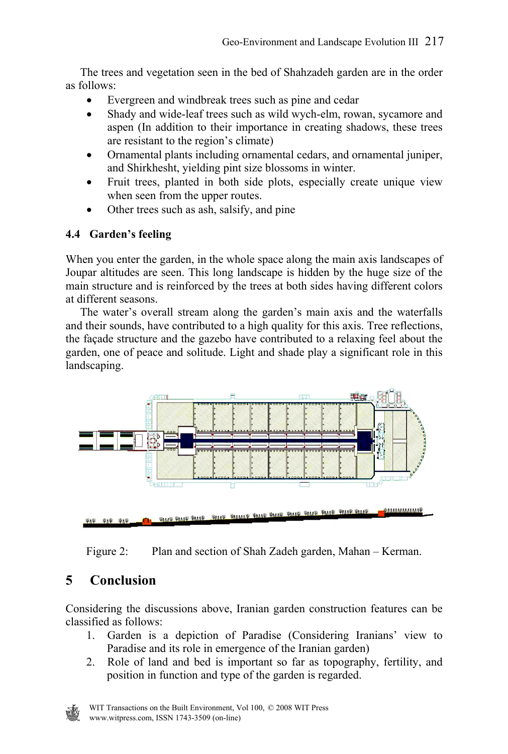The trees and vegetation seen in the bed of Shahzadeh garden are in the order as follows:

- Evergreen and windbreak trees such as pine and cedar
- Shady and wide-leaf trees such as wild wych-elm, rowan, sycamore and aspen (In addition to their importance in creating shadows, these trees are resistant to the region's climate)
- Ornamental plants including ornamental cedars, and ornamental juniper, and Shirkhesht, yielding pint size blossoms in winter.
- Fruit trees, planted in both side plots, especially create unique view when seen from the upper routes.
- Other trees such as ash, salsify, and pine

### 4.4 Garden's feeling

When you enter the garden, in the whole space along the main axis landscapes of Joupar altitudes are seen. This long landscape is hidden by the huge size of the main structure and is reinforced by the trees at both sides having different colors at different seasons.

The water's overall stream along the garden's main axis and the waterfalls and their sounds, have contributed to a high quality for this axis. Tree reflections, the façade structure and the gazebo have contributed to a relaxing feel about the garden, one of peace and solitude. Light and shade play a significant role in this landscaping.

Figure 2: Plan and section of Shah Zadeh garden, Mahan – Kerman.

## 5 Conclusion

Considering the discussions above, Iranian garden construction features can be classified as follows:

1. Garden is a depiction of Paradise (Considering Iranians' view to Paradise and its role in emergence of the Iranian garden)
2. Role of land and bed is important so far as topography, fertility, and position in function and type of the garden is regarded.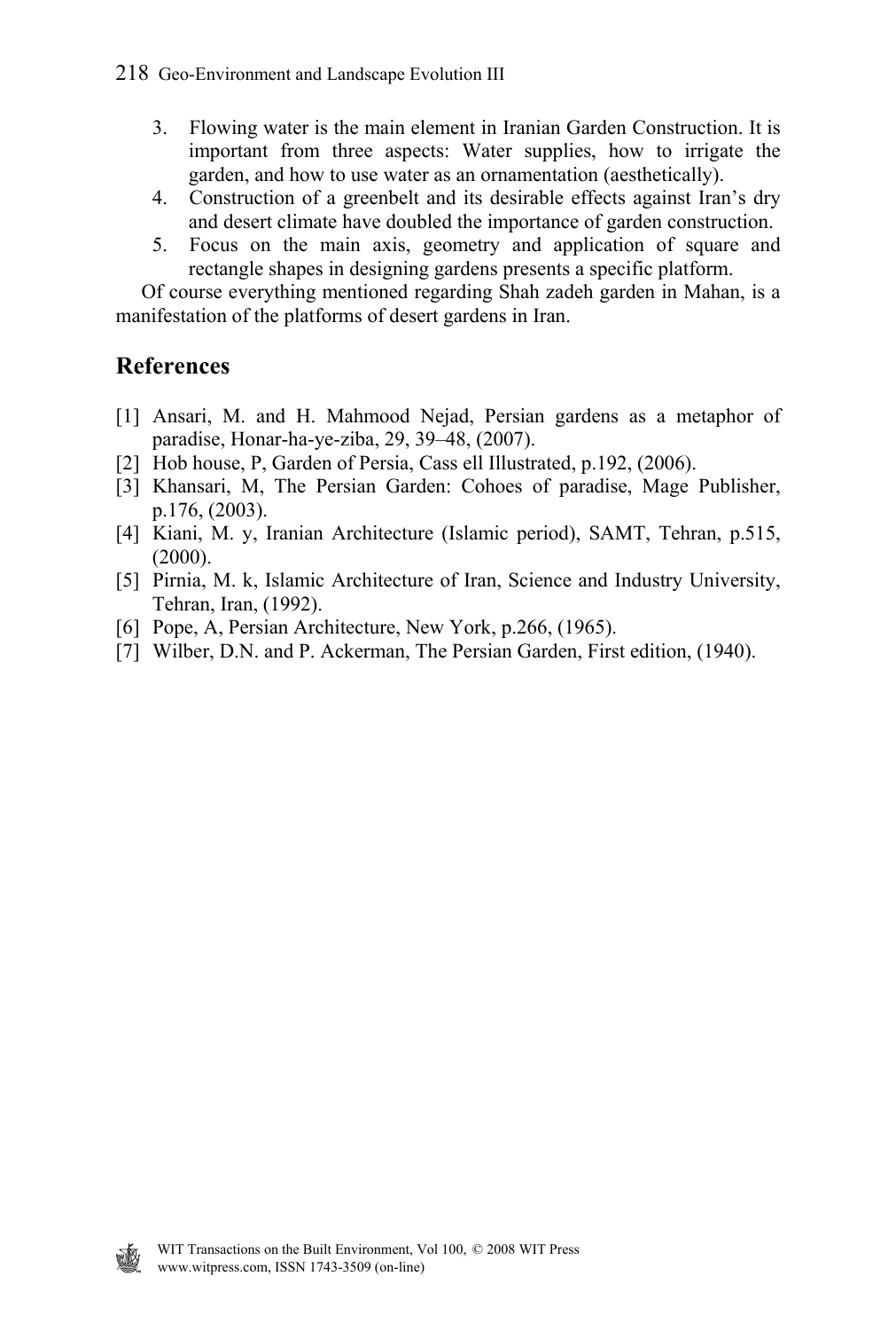3. Flowing water is the main element in Iranian Garden Construction. It is important from three aspects: Water supplies, how to irrigate the garden, and how to use water as an ornamentation (aesthetically).
4. Construction of a greenbelt and its desirable effects against Iran's dry and desert climate have doubled the importance of garden construction.
5. Focus on the main axis, geometry and application of square and rectangle shapes in designing gardens presents a specific platform.

Of course everything mentioned regarding Shah zadeh garden in Mahan, is a manifestation of the platforms of desert gardens in Iran.

## References

[1] Ansari, M. and H. Mahmood Nejad, Persian gardens as a metaphor of paradise, Honar-ha-ye-ziba, 29, 39–48, (2007).

[2] Hob house, P, Garden of Persia, Cass ell Illustrated, p.192, (2006).

[3] Khansari, M, The Persian Garden: Cohoes of paradise, Mage Publisher, p.176, (2003).

[4] Kiani, M. y, Iranian Architecture (Islamic period), SAMT, Tehran, p.515, (2000).

[5] Pirnia, M. k, Islamic Architecture of Iran, Science and Industry University, Tehran, Iran, (1992).

[6] Pope, A, Persian Architecture, New York, p.266, (1965).

[7] Wilber, D.N. and P. Ackerman, The Persian Garden, First edition, (1940).